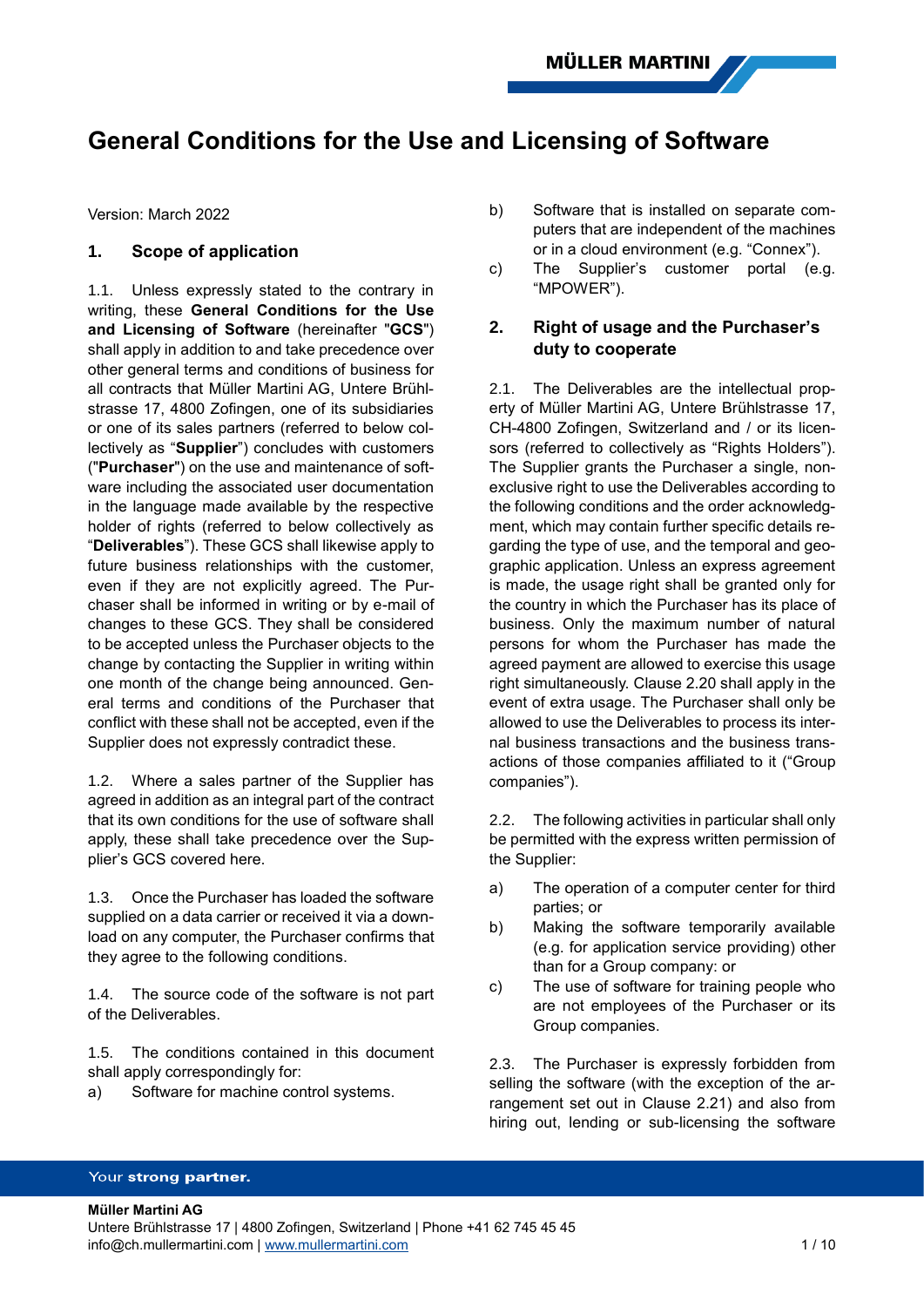# General Conditions for the Use and Licensing of Software

Version: March 2022

## 1. Scope of application

1.1. Unless expressly stated to the contrary in writing, these **General Conditions for the Use and Licensing of Software** (hereinafter "**GCS**") shall apply in addition to and take precedence over other general terms and conditions of business for all contracts that Müller Martini AG, Untere Brühlstrasse 17, 4800 Zofingen, one of its subsidiaries or one of its sales partners (referred to below collectively as "**Supplier**") concludes with customers ("**Purchaser**") on the use and maintenance of software including the associated user documentation in the language made available by the respective holder of rights (referred to below collectively as "**Deliverables**"). These GCS shall likewise apply to future business relationships with the customer, even if they are not explicitly agreed. The Purchaser shall be informed in writing or by e-mail of changes to these GCS. They shall be considered to be accepted unless the Purchaser objects to the change by contacting the Supplier in writing within one month of the change being announced. General terms and conditions of the Purchaser that conflict with these shall not be accepted, even if the Supplier does not expressly contradict these.

1.2. Where a sales partner of the Supplier has agreed in addition as an integral part of the contract that its own conditions for the use of software shall apply, these shall take precedence over the Supplier's GCS covered here.

1.3. Once the Purchaser has loaded the software supplied on a data carrier or received it via a download on any computer, the Purchaser confirms that they agree to the following conditions.

1.4. The source code of the software is not part of the Deliverables.

1.5. The conditions contained in this document shall apply correspondingly for:

a) Software for machine control systems.

b) Software that is installed on separate computers that are independent of the machines or in a cloud environment (e.g. "Connex").

c) The Supplier's customer portal (e.g. "MPOWER").

## 2. Right of usage and the Purchaser's duty to cooperate

2.1. The Deliverables are the intellectual property of Müller Martini AG, Untere Brühlstrasse 17, CH-4800 Zofingen, Switzerland and / or its licensors (referred to collectively as "Rights Holders"). The Supplier grants the Purchaser a single, non-exclusive right to use the Deliverables according to the following conditions and the order acknowledgment, which may contain further specific details regarding the type of use, and the temporal and geographic application. Unless an express agreement is made, the usage right shall be granted only for the country in which the Purchaser has its place of business. Only the maximum number of natural persons for whom the Purchaser has made the agreed payment are allowed to exercise this usage right simultaneously. Clause 2.20 shall apply in the event of extra usage. The Purchaser shall only be allowed to use the Deliverables to process its internal business transactions and the business transactions of those companies affiliated to it ("Group companies").

2.2. The following activities in particular shall only be permitted with the express written permission of the Supplier:

a) The operation of a computer center for third parties; or

b) Making the software temporarily available (e.g. for application service providing) other than for a Group company: or

c) The use of software for training people who are not employees of the Purchaser or its Group companies.

2.3. The Purchaser is expressly forbidden from selling the software (with the exception of the arrangement set out in Clause 2.21) and also from hiring out, lending or sub-licensing the software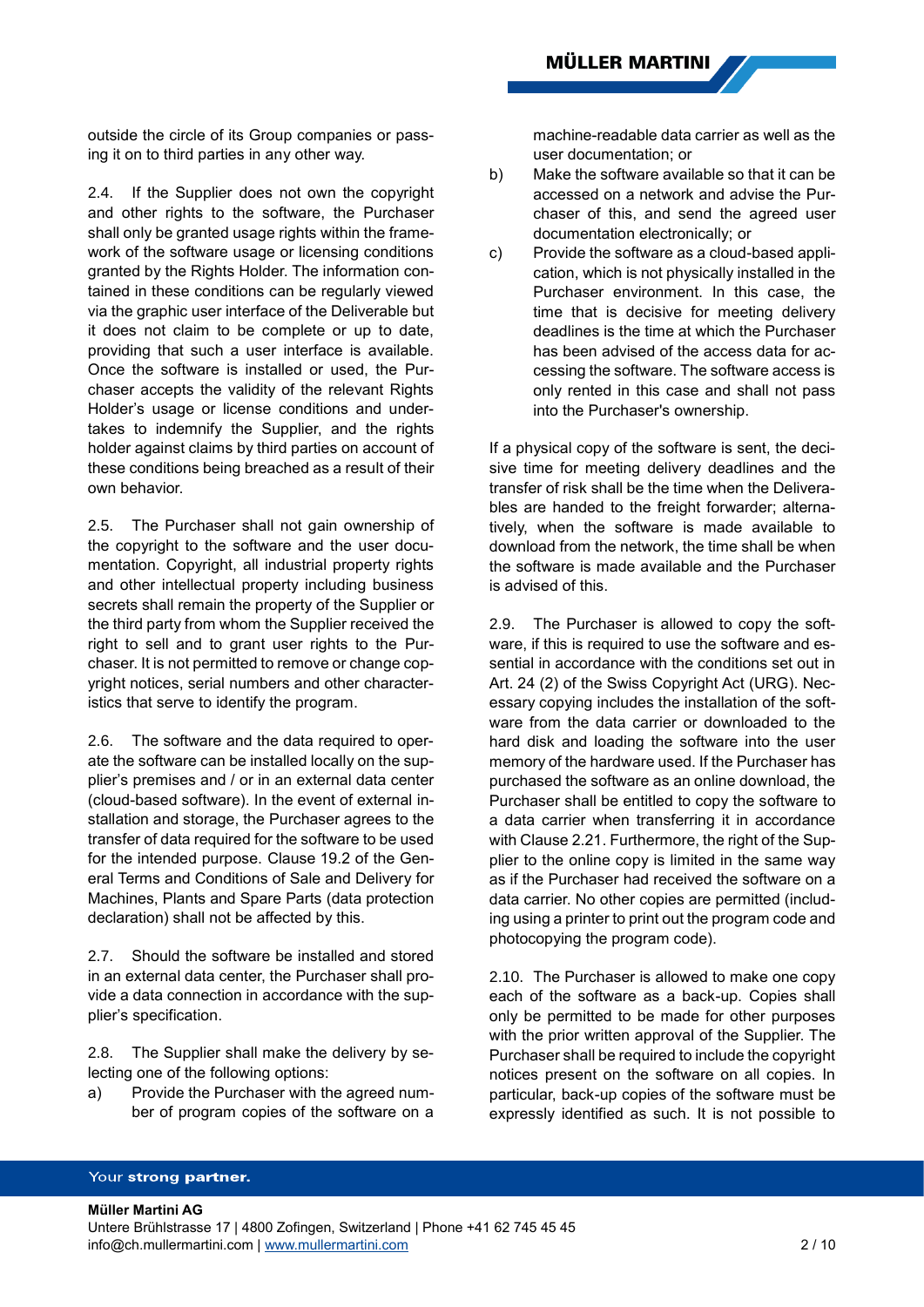outside the circle of its Group companies or passing it on to third parties in any other way.

2.4. If the Supplier does not own the copyright and other rights to the software, the Purchaser shall only be granted usage rights within the framework of the software usage or licensing conditions granted by the Rights Holder. The information contained in these conditions can be regularly viewed via the graphic user interface of the Deliverable but it does not claim to be complete or up to date, providing that such a user interface is available. Once the software is installed or used, the Purchaser accepts the validity of the relevant Rights Holder's usage or license conditions and undertakes to indemnify the Supplier, and the rights holder against claims by third parties on account of these conditions being breached as a result of their own behavior.

2.5. The Purchaser shall not gain ownership of the copyright to the software and the user documentation. Copyright, all industrial property rights and other intellectual property including business secrets shall remain the property of the Supplier or the third party from whom the Supplier received the right to sell and to grant user rights to the Purchaser. It is not permitted to remove or change copyright notices, serial numbers and other characteristics that serve to identify the program.

2.6. The software and the data required to operate the software can be installed locally on the supplier's premises and / or in an external data center (cloud-based software). In the event of external installation and storage, the Purchaser agrees to the transfer of data required for the software to be used for the intended purpose. Clause 19.2 of the General Terms and Conditions of Sale and Delivery for Machines, Plants and Spare Parts (data protection declaration) shall not be affected by this.

2.7. Should the software be installed and stored in an external data center, the Purchaser shall provide a data connection in accordance with the supplier's specification.

2.8. The Supplier shall make the delivery by selecting one of the following options:

a) Provide the Purchaser with the agreed number of program copies of the software on a machine-readable data carrier as well as the user documentation; or

b) Make the software available so that it can be accessed on a network and advise the Purchaser of this, and send the agreed user documentation electronically; or

c) Provide the software as a cloud-based application, which is not physically installed in the Purchaser environment. In this case, the time that is decisive for meeting delivery deadlines is the time at which the Purchaser has been advised of the access data for accessing the software. The software access is only rented in this case and shall not pass into the Purchaser's ownership.

If a physical copy of the software is sent, the decisive time for meeting delivery deadlines and the transfer of risk shall be the time when the Deliverables are handed to the freight forwarder; alternatively, when the software is made available to download from the network, the time shall be when the software is made available and the Purchaser is advised of this.

2.9. The Purchaser is allowed to copy the software, if this is required to use the software and essential in accordance with the conditions set out in Art. 24 (2) of the Swiss Copyright Act (URG). Necessary copying includes the installation of the software from the data carrier or downloaded to the hard disk and loading the software into the user memory of the hardware used. If the Purchaser has purchased the software as an online download, the Purchaser shall be entitled to copy the software to a data carrier when transferring it in accordance with Clause 2.21. Furthermore, the right of the Supplier to the online copy is limited in the same way as if the Purchaser had received the software on a data carrier. No other copies are permitted (including using a printer to print out the program code and photocopying the program code).

2.10. The Purchaser is allowed to make one copy each of the software as a back-up. Copies shall only be permitted to be made for other purposes with the prior written approval of the Supplier. The Purchaser shall be required to include the copyright notices present on the software on all copies. In particular, back-up copies of the software must be expressly identified as such. It is not possible to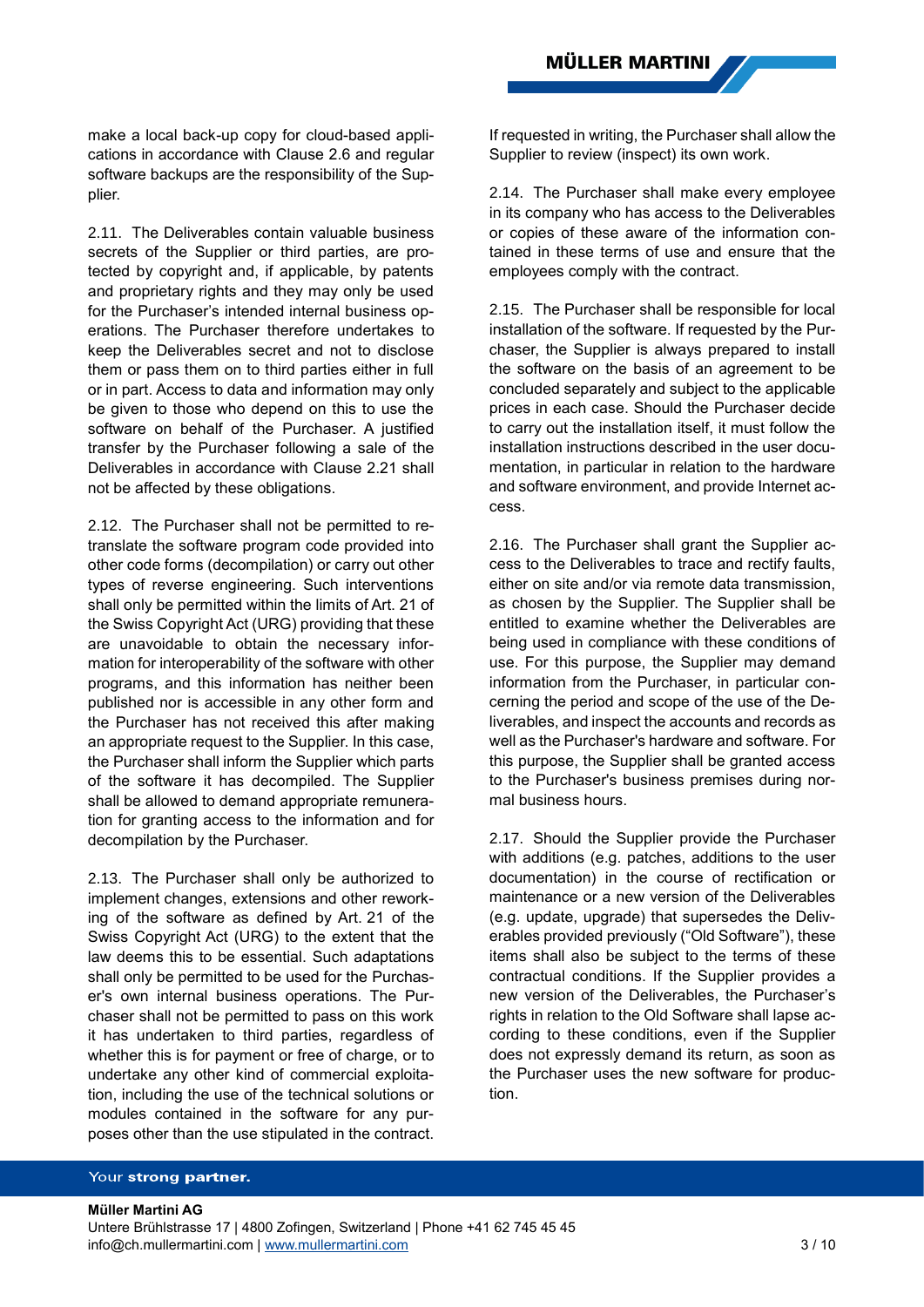make a local back-up copy for cloud-based applications in accordance with Clause 2.6 and regular software backups are the responsibility of the Supplier.

2.11. The Deliverables contain valuable business secrets of the Supplier or third parties, are protected by copyright and, if applicable, by patents and proprietary rights and they may only be used for the Purchaser's intended internal business operations. The Purchaser therefore undertakes to keep the Deliverables secret and not to disclose them or pass them on to third parties either in full or in part. Access to data and information may only be given to those who depend on this to use the software on behalf of the Purchaser. A justified transfer by the Purchaser following a sale of the Deliverables in accordance with Clause 2.21 shall not be affected by these obligations.

2.12. The Purchaser shall not be permitted to retranslate the software program code provided into other code forms (decompilation) or carry out other types of reverse engineering. Such interventions shall only be permitted within the limits of Art. 21 of the Swiss Copyright Act (URG) providing that these are unavoidable to obtain the necessary information for interoperability of the software with other programs, and this information has neither been published nor is accessible in any other form and the Purchaser has not received this after making an appropriate request to the Supplier. In this case, the Purchaser shall inform the Supplier which parts of the software it has decompiled. The Supplier shall be allowed to demand appropriate remuneration for granting access to the information and for decompilation by the Purchaser.

2.13. The Purchaser shall only be authorized to implement changes, extensions and other reworking of the software as defined by Art. 21 of the Swiss Copyright Act (URG) to the extent that the law deems this to be essential. Such adaptations shall only be permitted to be used for the Purchaser's own internal business operations. The Purchaser shall not be permitted to pass on this work it has undertaken to third parties, regardless of whether this is for payment or free of charge, or to undertake any other kind of commercial exploitation, including the use of the technical solutions or modules contained in the software for any purposes other than the use stipulated in the contract. If requested in writing, the Purchaser shall allow the Supplier to review (inspect) its own work.

2.14. The Purchaser shall make every employee in its company who has access to the Deliverables or copies of these aware of the information contained in these terms of use and ensure that the employees comply with the contract.

2.15. The Purchaser shall be responsible for local installation of the software. If requested by the Purchaser, the Supplier is always prepared to install the software on the basis of an agreement to be concluded separately and subject to the applicable prices in each case. Should the Purchaser decide to carry out the installation itself, it must follow the installation instructions described in the user documentation, in particular in relation to the hardware and software environment, and provide Internet access.

2.16. The Purchaser shall grant the Supplier access to the Deliverables to trace and rectify faults, either on site and/or via remote data transmission, as chosen by the Supplier. The Supplier shall be entitled to examine whether the Deliverables are being used in compliance with these conditions of use. For this purpose, the Supplier may demand information from the Purchaser, in particular concerning the period and scope of the use of the Deliverables, and inspect the accounts and records as well as the Purchaser's hardware and software. For this purpose, the Supplier shall be granted access to the Purchaser's business premises during normal business hours.

2.17. Should the Supplier provide the Purchaser with additions (e.g. patches, additions to the user documentation) in the course of rectification or maintenance or a new version of the Deliverables (e.g. update, upgrade) that supersedes the Deliverables provided previously ("Old Software"), these items shall also be subject to the terms of these contractual conditions. If the Supplier provides a new version of the Deliverables, the Purchaser's rights in relation to the Old Software shall lapse according to these conditions, even if the Supplier does not expressly demand its return, as soon as the Purchaser uses the new software for production.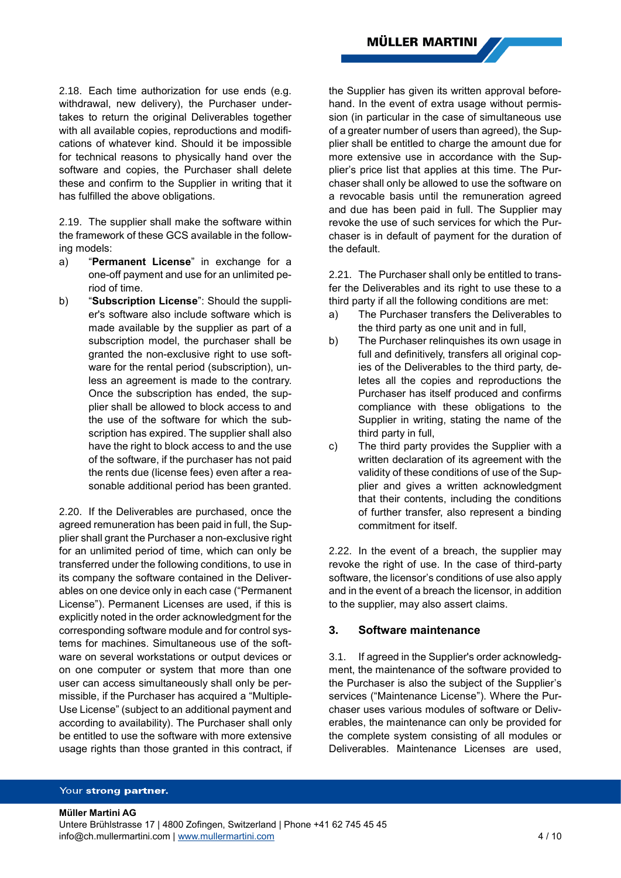2.18. Each time authorization for use ends (e.g. withdrawal, new delivery), the Purchaser undertakes to return the original Deliverables together with all available copies, reproductions and modifications of whatever kind. Should it be impossible for technical reasons to physically hand over the software and copies, the Purchaser shall delete these and confirm to the Supplier in writing that it has fulfilled the above obligations.

2.19. The supplier shall make the software within the framework of these GCS available in the following models:

a) "**Permanent License**" in exchange for a one-off payment and use for an unlimited period of time.
b) "**Subscription License**": Should the supplier's software also include software which is made available by the supplier as part of a subscription model, the purchaser shall be granted the non-exclusive right to use software for the rental period (subscription), unless an agreement is made to the contrary. Once the subscription has ended, the supplier shall be allowed to block access to and the use of the software for which the subscription has expired. The supplier shall also have the right to block access to and the use of the software, if the purchaser has not paid the rents due (license fees) even after a reasonable additional period has been granted.

2.20. If the Deliverables are purchased, once the agreed remuneration has been paid in full, the Supplier shall grant the Purchaser a non-exclusive right for an unlimited period of time, which can only be transferred under the following conditions, to use in its company the software contained in the Deliverables on one device only in each case ("Permanent License"). Permanent Licenses are used, if this is explicitly noted in the order acknowledgment for the corresponding software module and for control systems for machines. Simultaneous use of the software on several workstations or output devices or on one computer or system that more than one user can access simultaneously shall only be permissible, if the Purchaser has acquired a "Multiple-Use License" (subject to an additional payment and according to availability). The Purchaser shall only be entitled to use the software with more extensive usage rights than those granted in this contract, if the Supplier has given its written approval beforehand. In the event of extra usage without permission (in particular in the case of simultaneous use of a greater number of users than agreed), the Supplier shall be entitled to charge the amount due for more extensive use in accordance with the Supplier's price list that applies at this time. The Purchaser shall only be allowed to use the software on a revocable basis until the remuneration agreed and due has been paid in full. The Supplier may revoke the use of such services for which the Purchaser is in default of payment for the duration of the default.

2.21. The Purchaser shall only be entitled to transfer the Deliverables and its right to use these to a third party if all the following conditions are met:

a) The Purchaser transfers the Deliverables to the third party as one unit and in full,
b) The Purchaser relinquishes its own usage in full and definitively, transfers all original copies of the Deliverables to the third party, deletes all the copies and reproductions the Purchaser has itself produced and confirms compliance with these obligations to the Supplier in writing, stating the name of the third party in full,
c) The third party provides the Supplier with a written declaration of its agreement with the validity of these conditions of use of the Supplier and gives a written acknowledgment that their contents, including the conditions of further transfer, also represent a binding commitment for itself.

2.22. In the event of a breach, the supplier may revoke the right of use. In the case of third-party software, the licensor's conditions of use also apply and in the event of a breach the licensor, in addition to the supplier, may also assert claims.

## 3. Software maintenance

3.1. If agreed in the Supplier's order acknowledgment, the maintenance of the software provided to the Purchaser is also the subject of the Supplier's services ("Maintenance License"). Where the Purchaser uses various modules of software or Deliverables, the maintenance can only be provided for the complete system consisting of all modules or Deliverables. Maintenance Licenses are used,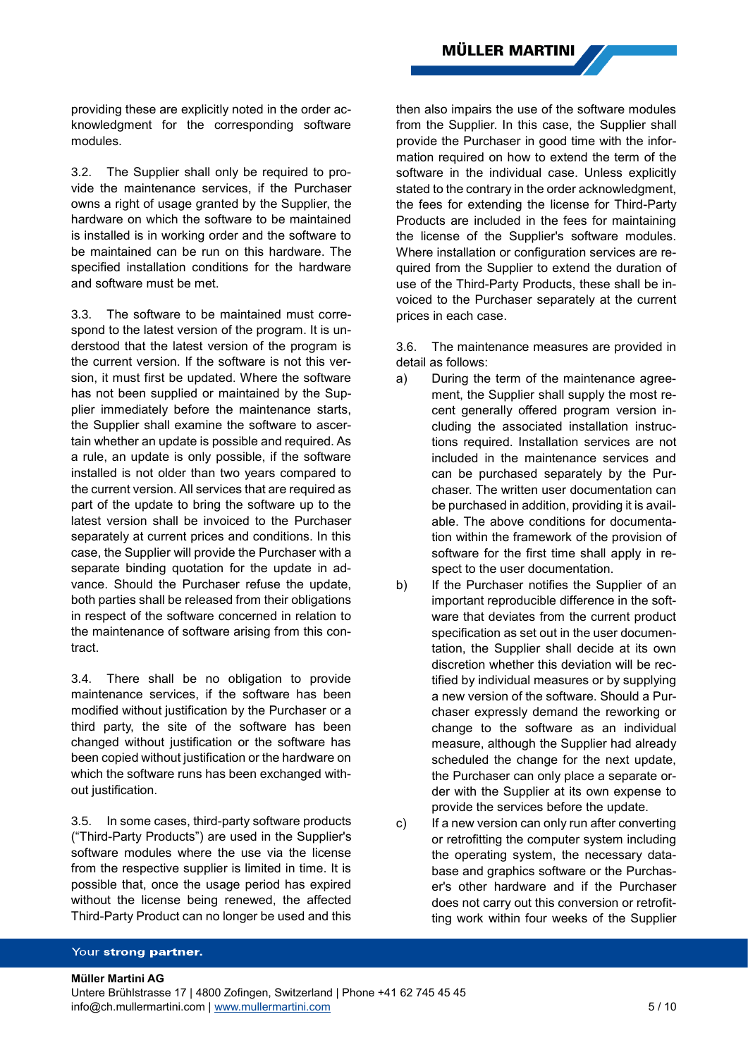providing these are explicitly noted in the order acknowledgment for the corresponding software modules.

3.2. The Supplier shall only be required to provide the maintenance services, if the Purchaser owns a right of usage granted by the Supplier, the hardware on which the software to be maintained is installed is in working order and the software to be maintained can be run on this hardware. The specified installation conditions for the hardware and software must be met.

3.3. The software to be maintained must correspond to the latest version of the program. It is understood that the latest version of the program is the current version. If the software is not this version, it must first be updated. Where the software has not been supplied or maintained by the Supplier immediately before the maintenance starts, the Supplier shall examine the software to ascertain whether an update is possible and required. As a rule, an update is only possible, if the software installed is not older than two years compared to the current version. All services that are required as part of the update to bring the software up to the latest version shall be invoiced to the Purchaser separately at current prices and conditions. In this case, the Supplier will provide the Purchaser with a separate binding quotation for the update in advance. Should the Purchaser refuse the update, both parties shall be released from their obligations in respect of the software concerned in relation to the maintenance of software arising from this contract.

3.4. There shall be no obligation to provide maintenance services, if the software has been modified without justification by the Purchaser or a third party, the site of the software has been changed without justification or the software has been copied without justification or the hardware on which the software runs has been exchanged without justification.

3.5. In some cases, third-party software products ("Third-Party Products") are used in the Supplier's software modules where the use via the license from the respective supplier is limited in time. It is possible that, once the usage period has expired without the license being renewed, the affected Third-Party Product can no longer be used and this then also impairs the use of the software modules from the Supplier. In this case, the Supplier shall provide the Purchaser in good time with the information required on how to extend the term of the software in the individual case. Unless explicitly stated to the contrary in the order acknowledgment, the fees for extending the license for Third-Party Products are included in the fees for maintaining the license of the Supplier's software modules. Where installation or configuration services are required from the Supplier to extend the duration of use of the Third-Party Products, these shall be invoiced to the Purchaser separately at the current prices in each case.

3.6. The maintenance measures are provided in detail as follows:

a) During the term of the maintenance agreement, the Supplier shall supply the most recent generally offered program version including the associated installation instructions required. Installation services are not included in the maintenance services and can be purchased separately by the Purchaser. The written user documentation can be purchased in addition, providing it is available. The above conditions for documentation within the framework of the provision of software for the first time shall apply in respect to the user documentation.

b) If the Purchaser notifies the Supplier of an important reproducible difference in the software that deviates from the current product specification as set out in the user documentation, the Supplier shall decide at its own discretion whether this deviation will be rectified by individual measures or by supplying a new version of the software. Should a Purchaser expressly demand the reworking or change to the software as an individual measure, although the Supplier had already scheduled the change for the next update, the Purchaser can only place a separate order with the Supplier at its own expense to provide the services before the update.

c) If a new version can only run after converting or retrofitting the computer system including the operating system, the necessary database and graphics software or the Purchaser's other hardware and if the Purchaser does not carry out this conversion or retrofitting work within four weeks of the Supplier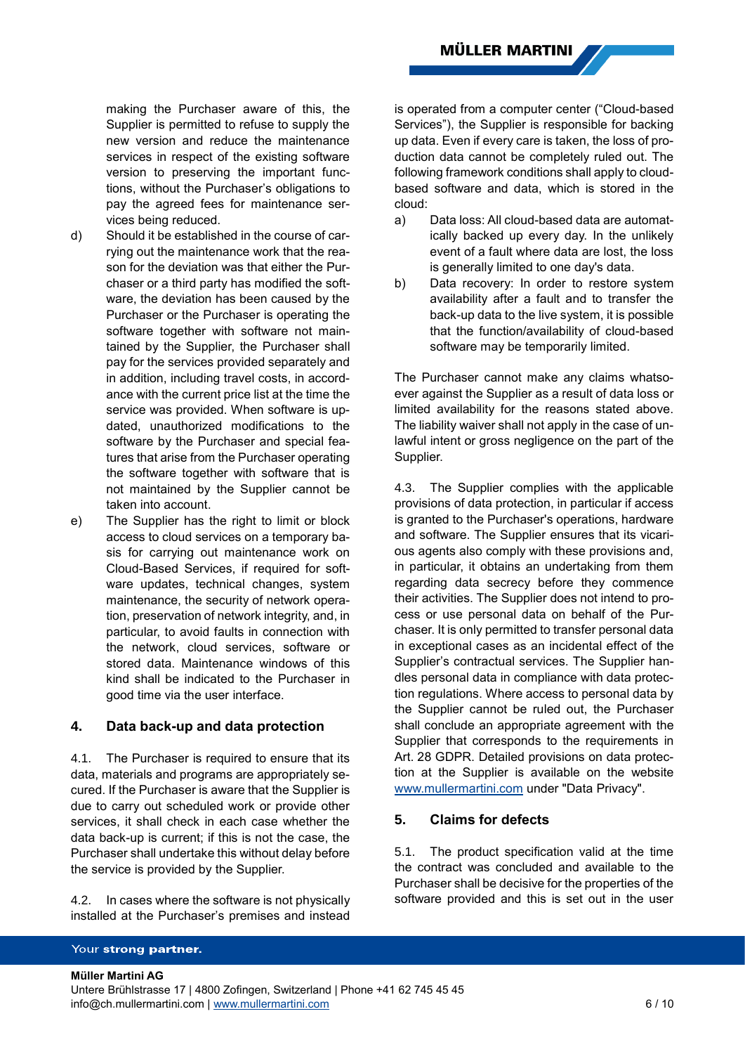making the Purchaser aware of this, the Supplier is permitted to refuse to supply the new version and reduce the maintenance services in respect of the existing software version to preserving the important functions, without the Purchaser's obligations to pay the agreed fees for maintenance services being reduced.

d) Should it be established in the course of carrying out the maintenance work that the reason for the deviation was that either the Purchaser or a third party has modified the software, the deviation has been caused by the Purchaser or the Purchaser is operating the software together with software not maintained by the Supplier, the Purchaser shall pay for the services provided separately and in addition, including travel costs, in accordance with the current price list at the time the service was provided. When software is updated, unauthorized modifications to the software by the Purchaser and special features that arise from the Purchaser operating the software together with software that is not maintained by the Supplier cannot be taken into account.

e) The Supplier has the right to limit or block access to cloud services on a temporary basis for carrying out maintenance work on Cloud-Based Services, if required for software updates, technical changes, system maintenance, the security of network operation, preservation of network integrity, and, in particular, to avoid faults in connection with the network, cloud services, software or stored data. Maintenance windows of this kind shall be indicated to the Purchaser in good time via the user interface.

## 4. Data back-up and data protection

4.1. The Purchaser is required to ensure that its data, materials and programs are appropriately secured. If the Purchaser is aware that the Supplier is due to carry out scheduled work or provide other services, it shall check in each case whether the data back-up is current; if this is not the case, the Purchaser shall undertake this without delay before the service is provided by the Supplier.

4.2. In cases where the software is not physically installed at the Purchaser's premises and instead is operated from a computer center ("Cloud-based Services"), the Supplier is responsible for backing up data. Even if every care is taken, the loss of production data cannot be completely ruled out. The following framework conditions shall apply to cloud-based software and data, which is stored in the cloud:

a) Data loss: All cloud-based data are automatically backed up every day. In the unlikely event of a fault where data are lost, the loss is generally limited to one day's data.

b) Data recovery: In order to restore system availability after a fault and to transfer the back-up data to the live system, it is possible that the function/availability of cloud-based software may be temporarily limited.

The Purchaser cannot make any claims whatsoever against the Supplier as a result of data loss or limited availability for the reasons stated above. The liability waiver shall not apply in the case of unlawful intent or gross negligence on the part of the Supplier.

4.3. The Supplier complies with the applicable provisions of data protection, in particular if access is granted to the Purchaser's operations, hardware and software. The Supplier ensures that its vicarious agents also comply with these provisions and, in particular, it obtains an undertaking from them regarding data secrecy before they commence their activities. The Supplier does not intend to process or use personal data on behalf of the Purchaser. It is only permitted to transfer personal data in exceptional cases as an incidental effect of the Supplier's contractual services. The Supplier handles personal data in compliance with data protection regulations. Where access to personal data by the Supplier cannot be ruled out, the Purchaser shall conclude an appropriate agreement with the Supplier that corresponds to the requirements in Art. 28 GDPR. Detailed provisions on data protection at the Supplier is available on the website www.mullermartini.com under "Data Privacy".

## 5. Claims for defects

5.1. The product specification valid at the time the contract was concluded and available to the Purchaser shall be decisive for the properties of the software provided and this is set out in the user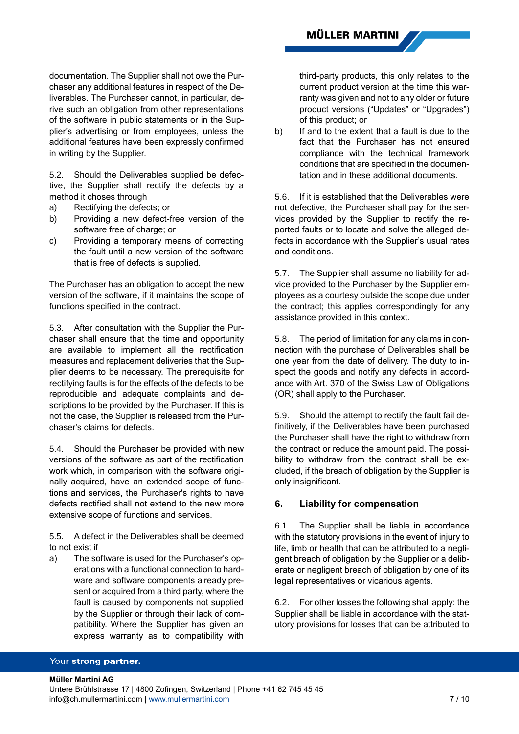documentation. The Supplier shall not owe the Purchaser any additional features in respect of the Deliverables. The Purchaser cannot, in particular, derive such an obligation from other representations of the software in public statements or in the Supplier's advertising or from employees, unless the additional features have been expressly confirmed in writing by the Supplier.

5.2. Should the Deliverables supplied be defective, the Supplier shall rectify the defects by a method it choses through

a) Rectifying the defects; or
b) Providing a new defect-free version of the software free of charge; or
c) Providing a temporary means of correcting the fault until a new version of the software that is free of defects is supplied.

The Purchaser has an obligation to accept the new version of the software, if it maintains the scope of functions specified in the contract.

5.3. After consultation with the Supplier the Purchaser shall ensure that the time and opportunity are available to implement all the rectification measures and replacement deliveries that the Supplier deems to be necessary. The prerequisite for rectifying faults is for the effects of the defects to be reproducible and adequate complaints and descriptions to be provided by the Purchaser. If this is not the case, the Supplier is released from the Purchaser's claims for defects.

5.4. Should the Purchaser be provided with new versions of the software as part of the rectification work which, in comparison with the software originally acquired, have an extended scope of functions and services, the Purchaser's rights to have defects rectified shall not extend to the new more extensive scope of functions and services.

5.5. A defect in the Deliverables shall be deemed to not exist if

a) The software is used for the Purchaser's operations with a functional connection to hardware and software components already present or acquired from a third party, where the fault is caused by components not supplied by the Supplier or through their lack of compatibility. Where the Supplier has given an express warranty as to compatibility with third-party products, this only relates to the current product version at the time this warranty was given and not to any older or future product versions ("Updates" or "Upgrades") of this product; or
b) If and to the extent that a fault is due to the fact that the Purchaser has not ensured compliance with the technical framework conditions that are specified in the documentation and in these additional documents.

5.6. If it is established that the Deliverables were not defective, the Purchaser shall pay for the services provided by the Supplier to rectify the reported faults or to locate and solve the alleged defects in accordance with the Supplier's usual rates and conditions.

5.7. The Supplier shall assume no liability for advice provided to the Purchaser by the Supplier employees as a courtesy outside the scope due under the contract; this applies correspondingly for any assistance provided in this context.

5.8. The period of limitation for any claims in connection with the purchase of Deliverables shall be one year from the date of delivery. The duty to inspect the goods and notify any defects in accordance with Art. 370 of the Swiss Law of Obligations (OR) shall apply to the Purchaser.

5.9. Should the attempt to rectify the fault fail definitively, if the Deliverables have been purchased the Purchaser shall have the right to withdraw from the contract or reduce the amount paid. The possibility to withdraw from the contract shall be excluded, if the breach of obligation by the Supplier is only insignificant.

## 6. Liability for compensation

6.1. The Supplier shall be liable in accordance with the statutory provisions in the event of injury to life, limb or health that can be attributed to a negligent breach of obligation by the Supplier or a deliberate or negligent breach of obligation by one of its legal representatives or vicarious agents.

6.2. For other losses the following shall apply: the Supplier shall be liable in accordance with the statutory provisions for losses that can be attributed to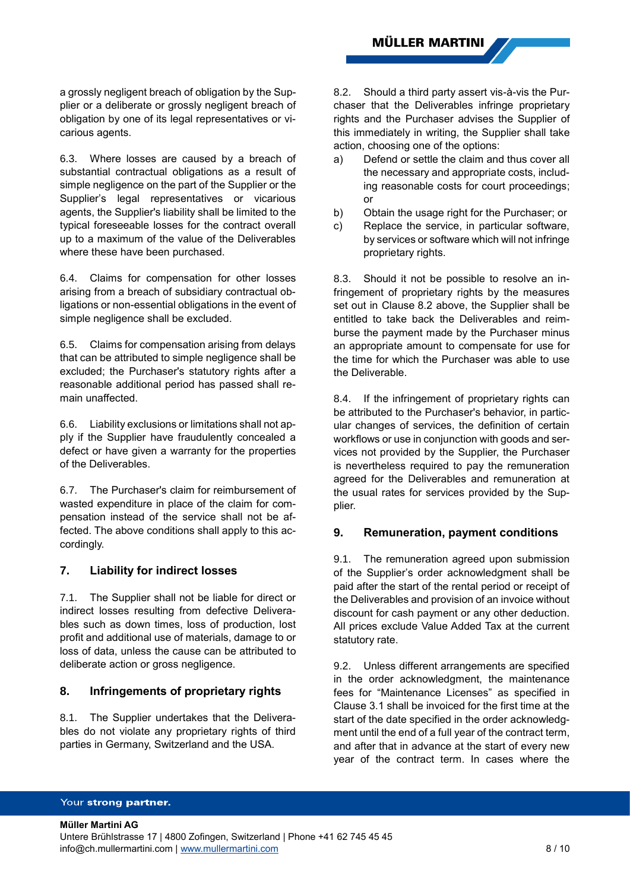a grossly negligent breach of obligation by the Supplier or a deliberate or grossly negligent breach of obligation by one of its legal representatives or vicarious agents.

6.3. Where losses are caused by a breach of substantial contractual obligations as a result of simple negligence on the part of the Supplier or the Supplier's legal representatives or vicarious agents, the Supplier's liability shall be limited to the typical foreseeable losses for the contract overall up to a maximum of the value of the Deliverables where these have been purchased.

6.4. Claims for compensation for other losses arising from a breach of subsidiary contractual obligations or non-essential obligations in the event of simple negligence shall be excluded.

6.5. Claims for compensation arising from delays that can be attributed to simple negligence shall be excluded; the Purchaser's statutory rights after a reasonable additional period has passed shall remain unaffected.

6.6. Liability exclusions or limitations shall not apply if the Supplier have fraudulently concealed a defect or have given a warranty for the properties of the Deliverables.

6.7. The Purchaser's claim for reimbursement of wasted expenditure in place of the claim for compensation instead of the service shall not be affected. The above conditions shall apply to this accordingly.

## 7. Liability for indirect losses

7.1. The Supplier shall not be liable for direct or indirect losses resulting from defective Deliverables such as down times, loss of production, lost profit and additional use of materials, damage to or loss of data, unless the cause can be attributed to deliberate action or gross negligence.

## 8. Infringements of proprietary rights

8.1. The Supplier undertakes that the Deliverables do not violate any proprietary rights of third parties in Germany, Switzerland and the USA.

8.2. Should a third party assert vis-à-vis the Purchaser that the Deliverables infringe proprietary rights and the Purchaser advises the Supplier of this immediately in writing, the Supplier shall take action, choosing one of the options:

a) Defend or settle the claim and thus cover all the necessary and appropriate costs, including reasonable costs for court proceedings; or

b) Obtain the usage right for the Purchaser; or

c) Replace the service, in particular software, by services or software which will not infringe proprietary rights.

8.3. Should it not be possible to resolve an infringement of proprietary rights by the measures set out in Clause 8.2 above, the Supplier shall be entitled to take back the Deliverables and reimburse the payment made by the Purchaser minus an appropriate amount to compensate for use for the time for which the Purchaser was able to use the Deliverable.

8.4. If the infringement of proprietary rights can be attributed to the Purchaser's behavior, in particular changes of services, the definition of certain workflows or use in conjunction with goods and services not provided by the Supplier, the Purchaser is nevertheless required to pay the remuneration agreed for the Deliverables and remuneration at the usual rates for services provided by the Supplier.

## 9. Remuneration, payment conditions

9.1. The remuneration agreed upon submission of the Supplier's order acknowledgment shall be paid after the start of the rental period or receipt of the Deliverables and provision of an invoice without discount for cash payment or any other deduction. All prices exclude Value Added Tax at the current statutory rate.

9.2. Unless different arrangements are specified in the order acknowledgment, the maintenance fees for "Maintenance Licenses" as specified in Clause 3.1 shall be invoiced for the first time at the start of the date specified in the order acknowledgment until the end of a full year of the contract term, and after that in advance at the start of every new year of the contract term. In cases where the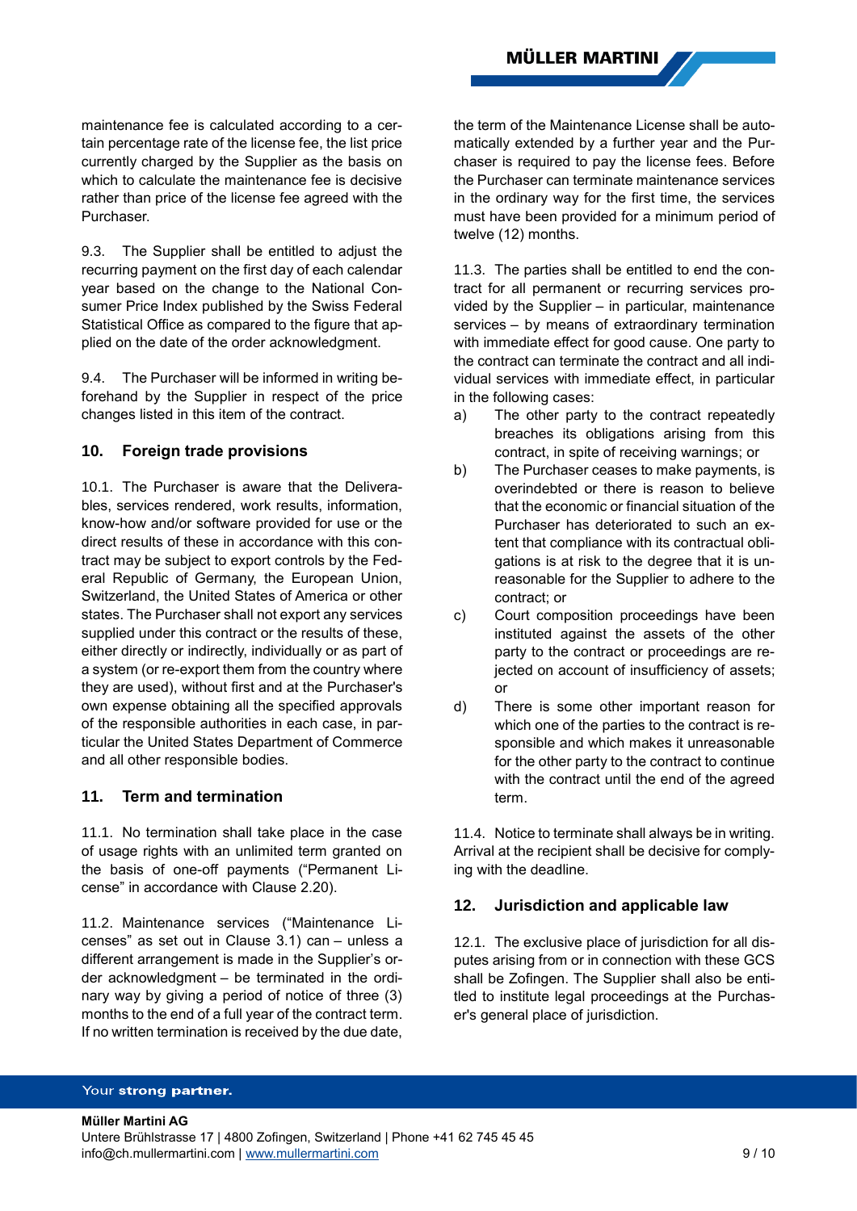maintenance fee is calculated according to a certain percentage rate of the license fee, the list price currently charged by the Supplier as the basis on which to calculate the maintenance fee is decisive rather than price of the license fee agreed with the Purchaser.

9.3. The Supplier shall be entitled to adjust the recurring payment on the first day of each calendar year based on the change to the National Consumer Price Index published by the Swiss Federal Statistical Office as compared to the figure that applied on the date of the order acknowledgment.

9.4. The Purchaser will be informed in writing beforehand by the Supplier in respect of the price changes listed in this item of the contract.

## 10. Foreign trade provisions

10.1. The Purchaser is aware that the Deliverables, services rendered, work results, information, know-how and/or software provided for use or the direct results of these in accordance with this contract may be subject to export controls by the Federal Republic of Germany, the European Union, Switzerland, the United States of America or other states. The Purchaser shall not export any services supplied under this contract or the results of these, either directly or indirectly, individually or as part of a system (or re-export them from the country where they are used), without first and at the Purchaser's own expense obtaining all the specified approvals of the responsible authorities in each case, in particular the United States Department of Commerce and all other responsible bodies.

## 11. Term and termination

11.1. No termination shall take place in the case of usage rights with an unlimited term granted on the basis of one-off payments ("Permanent License" in accordance with Clause 2.20).

11.2. Maintenance services ("Maintenance Licenses" as set out in Clause 3.1) can – unless a different arrangement is made in the Supplier's order acknowledgment – be terminated in the ordinary way by giving a period of notice of three (3) months to the end of a full year of the contract term. If no written termination is received by the due date, the term of the Maintenance License shall be automatically extended by a further year and the Purchaser is required to pay the license fees. Before the Purchaser can terminate maintenance services in the ordinary way for the first time, the services must have been provided for a minimum period of twelve (12) months.

11.3. The parties shall be entitled to end the contract for all permanent or recurring services provided by the Supplier – in particular, maintenance services – by means of extraordinary termination with immediate effect for good cause. One party to the contract can terminate the contract and all individual services with immediate effect, in particular in the following cases:

a) The other party to the contract repeatedly breaches its obligations arising from this contract, in spite of receiving warnings; or
b) The Purchaser ceases to make payments, is overindebted or there is reason to believe that the economic or financial situation of the Purchaser has deteriorated to such an extent that compliance with its contractual obligations is at risk to the degree that it is unreasonable for the Supplier to adhere to the contract; or
c) Court composition proceedings have been instituted against the assets of the other party to the contract or proceedings are rejected on account of insufficiency of assets; or
d) There is some other important reason for which one of the parties to the contract is responsible and which makes it unreasonable for the other party to the contract to continue with the contract until the end of the agreed term.

11.4. Notice to terminate shall always be in writing. Arrival at the recipient shall be decisive for complying with the deadline.

## 12. Jurisdiction and applicable law

12.1. The exclusive place of jurisdiction for all disputes arising from or in connection with these GCS shall be Zofingen. The Supplier shall also be entitled to institute legal proceedings at the Purchaser's general place of jurisdiction.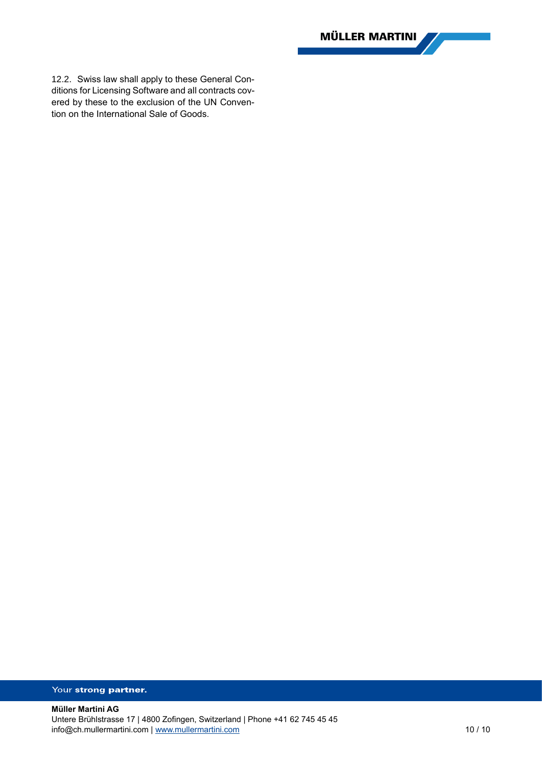12.2. Swiss law shall apply to these General Conditions for Licensing Software and all contracts covered by these to the exclusion of the UN Convention on the International Sale of Goods.